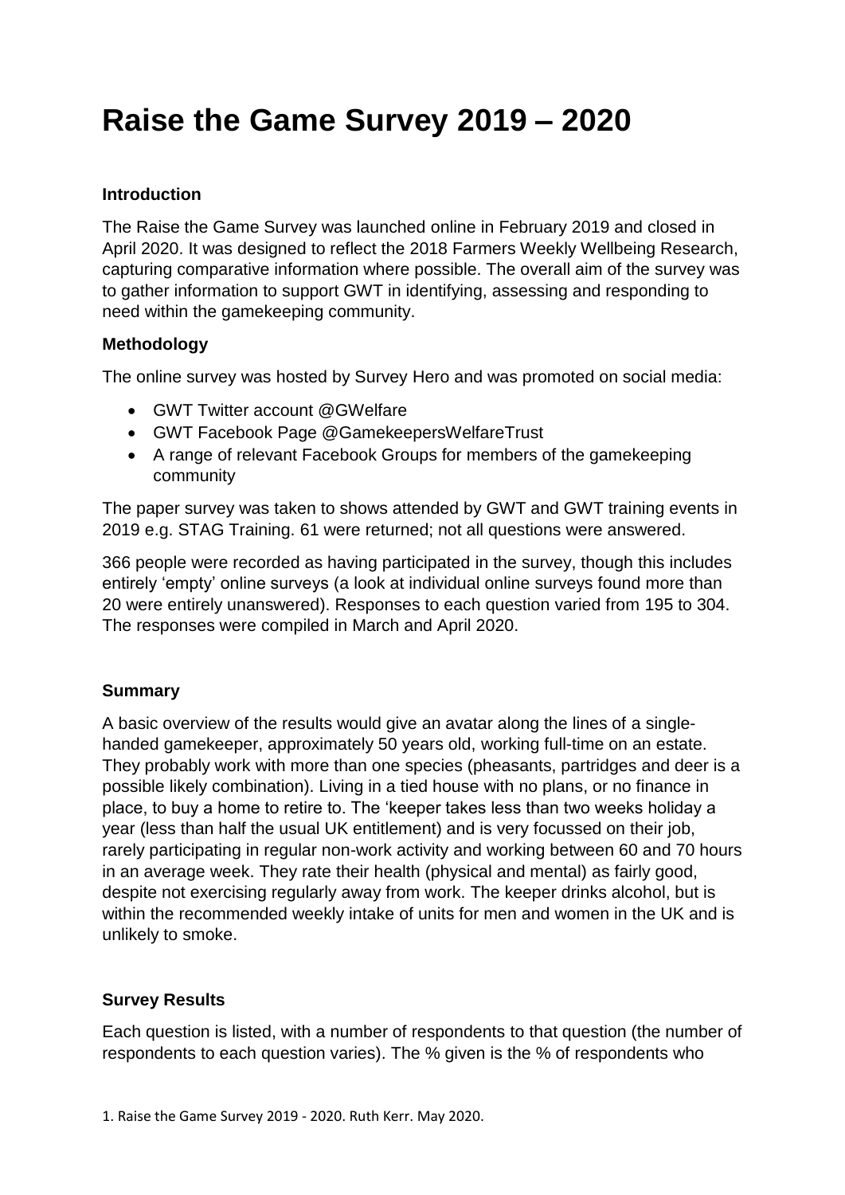# Raise the Game Survey 2019 – 2020

## Introduction

The Raise the Game Survey was launched online in February 2019 and closed in April 2020. It was designed to reflect the 2018 Farmers Weekly Wellbeing Research, capturing comparative information where possible. The overall aim of the survey was to gather information to support GWT in identifying, assessing and responding to need within the gamekeeping community.

## Methodology

The online survey was hosted by Survey Hero and was promoted on social media:

- GWT Twitter account @GWelfare
- GWT Facebook Page @GamekeepersWelfareTrust
- A range of relevant Facebook Groups for members of the gamekeeping community

The paper survey was taken to shows attended by GWT and GWT training events in 2019 e.g. STAG Training. 61 were returned; not all questions were answered.

366 people were recorded as having participated in the survey, though this includes entirely 'empty' online surveys (a look at individual online surveys found more than 20 were entirely unanswered). Responses to each question varied from 195 to 304. The responses were compiled in March and April 2020.

## Summary

A basic overview of the results would give an avatar along the lines of a single-handed gamekeeper, approximately 50 years old, working full-time on an estate. They probably work with more than one species (pheasants, partridges and deer is a possible likely combination). Living in a tied house with no plans, or no finance in place, to buy a home to retire to. The 'keeper takes less than two weeks holiday a year (less than half the usual UK entitlement) and is very focussed on their job, rarely participating in regular non-work activity and working between 60 and 70 hours in an average week. They rate their health (physical and mental) as fairly good, despite not exercising regularly away from work. The keeper drinks alcohol, but is within the recommended weekly intake of units for men and women in the UK and is unlikely to smoke.

## Survey Results

Each question is listed, with a number of respondents to that question (the number of respondents to each question varies). The % given is the % of respondents who

1. Raise the Game Survey 2019 - 2020. Ruth Kerr. May 2020.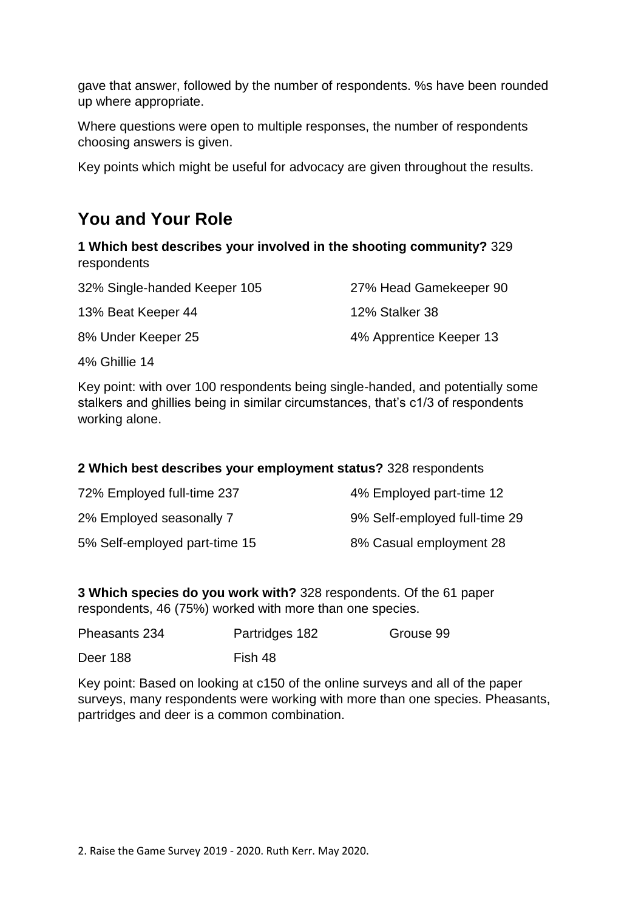gave that answer, followed by the number of respondents. %s have been rounded up where appropriate.

Where questions were open to multiple responses, the number of respondents choosing answers is given.

Key points which might be useful for advocacy are given throughout the results.

## You and Your Role

**1 Which best describes your involved in the shooting community?** 329 respondents

32% Single-handed Keeper 105

27% Head Gamekeeper 90

13% Beat Keeper 44

12% Stalker 38

8% Under Keeper 25

4% Apprentice Keeper 13

4% Ghillie 14

Key point: with over 100 respondents being single-handed, and potentially some stalkers and ghillies being in similar circumstances, that's c1/3 of respondents working alone.

**2 Which best describes your employment status?** 328 respondents

72% Employed full-time 237

4% Employed part-time 12

2% Employed seasonally 7

9% Self-employed full-time 29

5% Self-employed part-time 15

8% Casual employment 28

**3 Which species do you work with?** 328 respondents. Of the 61 paper respondents, 46 (75%) worked with more than one species.

Pheasants 234

Partridges 182

Grouse 99

Deer 188

Fish 48

Key point: Based on looking at c150 of the online surveys and all of the paper surveys, many respondents were working with more than one species. Pheasants, partridges and deer is a common combination.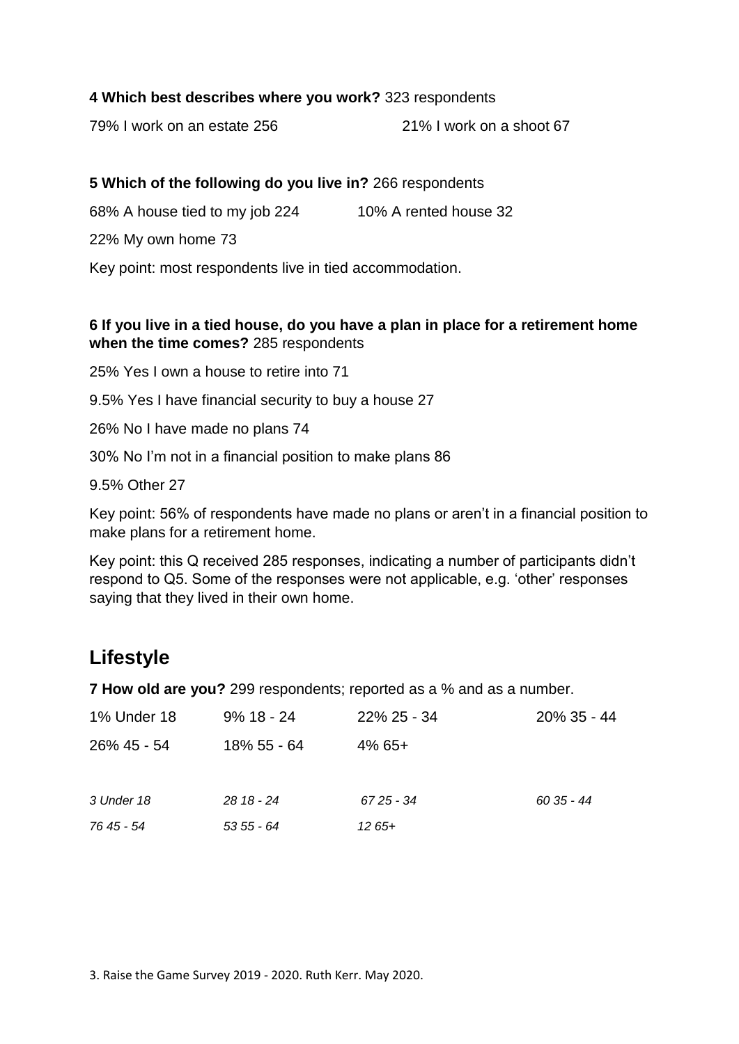**4 Which best describes where you work?** 323 respondents

79% I work on an estate 256 &nbsp;&nbsp;&nbsp;&nbsp;&nbsp;&nbsp;&nbsp;&nbsp; 21% I work on a shoot 67

**5 Which of the following do you live in?** 266 respondents

68% A house tied to my job 224 &nbsp;&nbsp;&nbsp;&nbsp;&nbsp;&nbsp;&nbsp;&nbsp; 10% A rented house 32

22% My own home 73

Key point: most respondents live in tied accommodation.

**6 If you live in a tied house, do you have a plan in place for a retirement home when the time comes?** 285 respondents

25% Yes I own a house to retire into 71

9.5% Yes I have financial security to buy a house 27

26% No I have made no plans 74

30% No I'm not in a financial position to make plans 86

9.5% Other 27

Key point: 56% of respondents have made no plans or aren't in a financial position to make plans for a retirement home.

Key point: this Q received 285 responses, indicating a number of participants didn't respond to Q5. Some of the responses were not applicable, e.g. 'other' responses saying that they lived in their own home.

## Lifestyle

**7 How old are you?** 299 respondents; reported as a % and as a number.

| | | | |
|---|---|---|---|
| 1% Under 18 | 9% 18 - 24 | 22% 25 - 34 | 20% 35 - 44 |
| 26% 45 - 54 | 18% 55 - 64 | 4% 65+ | |

| | | | |
|---|---|---|---|
| *3 Under 18* | *28 18 - 24* | *67 25 - 34* | *60 35 - 44* |
| *76 45 - 54* | *53 55 - 64* | *12 65+* | |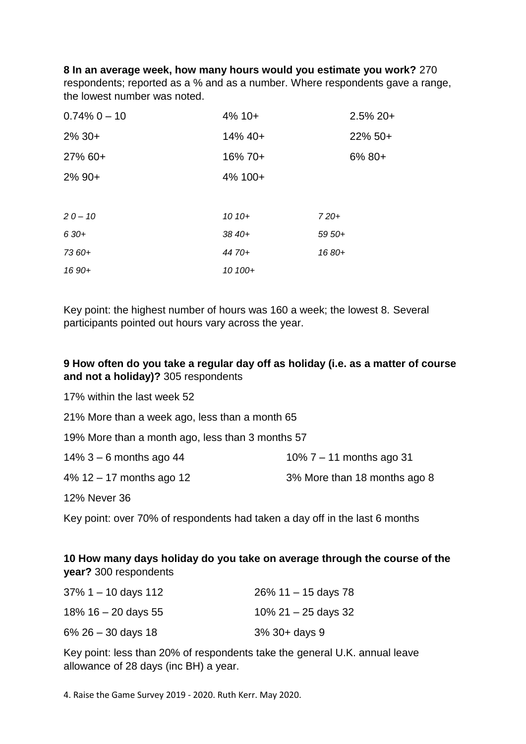**8 In an average week, how many hours would you estimate you work?** 270 respondents; reported as a % and as a number. Where respondents gave a range, the lowest number was noted.

| | | |
|---|---|---|
| 0.74% 0 – 10 | 4% 10+ | 2.5% 20+ |
| 2% 30+ | 14% 40+ | 22% 50+ |
| 27% 60+ | 16% 70+ | 6% 80+ |
| 2% 90+ | 4% 100+ | |

| | | |
|---|---|---|
| *2 0 – 10* | *10 10+* | *7 20+* |
| *6 30+* | *38 40+* | *59 50+* |
| *73 60+* | *44 70+* | *16 80+* |
| *16 90+* | *10 100+* | |

Key point: the highest number of hours was 160 a week; the lowest 8. Several participants pointed out hours vary across the year.

**9 How often do you take a regular day off as holiday (i.e. as a matter of course and not a holiday)?** 305 respondents

17% within the last week 52

21% More than a week ago, less than a month 65

19% More than a month ago, less than 3 months 57

14% 3 – 6 months ago 44

10% 7 – 11 months ago 31

4% 12 – 17 months ago 12

3% More than 18 months ago 8

12% Never 36

Key point: over 70% of respondents had taken a day off in the last 6 months

**10 How many days holiday do you take on average through the course of the year?** 300 respondents

37% 1 – 10 days 112

26% 11 – 15 days 78

18% 16 – 20 days 55

10% 21 – 25 days 32

6% 26 – 30 days 18

3% 30+ days 9

Key point: less than 20% of respondents take the general U.K. annual leave allowance of 28 days (inc BH) a year.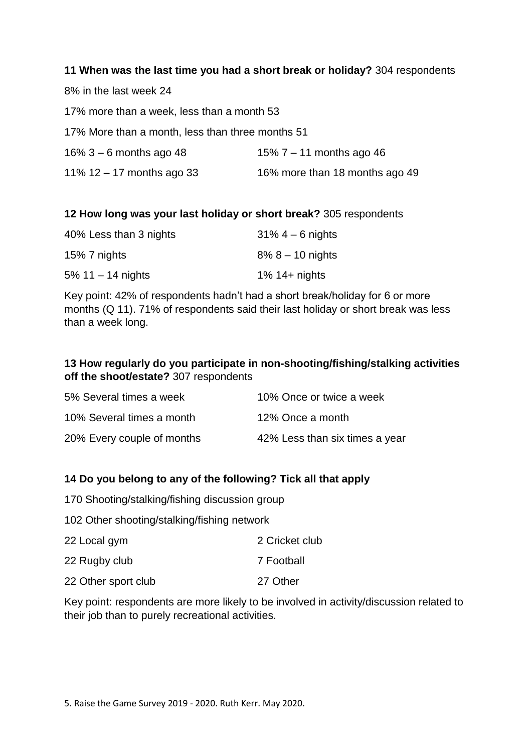**11 When was the last time you had a short break or holiday?** 304 respondents

8% in the last week 24

17% more than a week, less than a month 53

17% More than a month, less than three months 51

16% 3 – 6 months ago 48

15% 7 – 11 months ago 46

11% 12 – 17 months ago 33

16% more than 18 months ago 49

**12 How long was your last holiday or short break?** 305 respondents

40% Less than 3 nights

31% 4 – 6 nights

15% 7 nights

8% 8 – 10 nights

5% 11 – 14 nights

1% 14+ nights

Key point: 42% of respondents hadn't had a short break/holiday for 6 or more months (Q 11). 71% of respondents said their last holiday or short break was less than a week long.

**13 How regularly do you participate in non-shooting/fishing/stalking activities off the shoot/estate?** 307 respondents

5% Several times a week

10% Once or twice a week

10% Several times a month

12% Once a month

20% Every couple of months

42% Less than six times a year

**14 Do you belong to any of the following? Tick all that apply**

170 Shooting/stalking/fishing discussion group

102 Other shooting/stalking/fishing network

22 Local gym

2 Cricket club

22 Rugby club

7 Football

22 Other sport club

27 Other

Key point: respondents are more likely to be involved in activity/discussion related to their job than to purely recreational activities.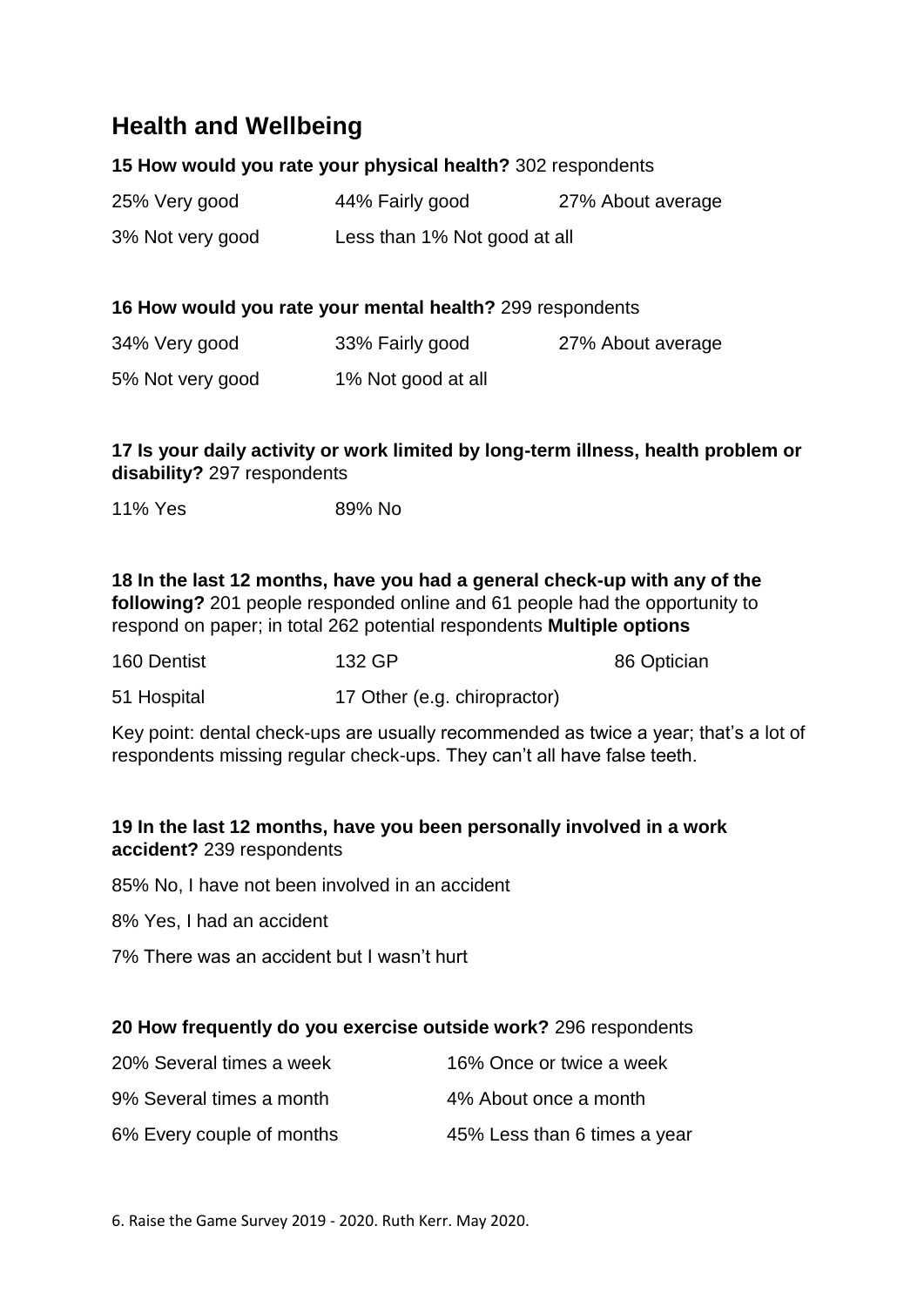## Health and Wellbeing

**15 How would you rate your physical health?** 302 respondents

25% Very good    44% Fairly good    27% About average

3% Not very good    Less than 1% Not good at all

**16 How would you rate your mental health?** 299 respondents

34% Very good    33% Fairly good    27% About average

5% Not very good    1% Not good at all

**17 Is your daily activity or work limited by long-term illness, health problem or disability?** 297 respondents

11% Yes    89% No

**18 In the last 12 months, have you had a general check-up with any of the following?** 201 people responded online and 61 people had the opportunity to respond on paper; in total 262 potential respondents **Multiple options**

160 Dentist    132 GP    86 Optician

51 Hospital    17 Other (e.g. chiropractor)

Key point: dental check-ups are usually recommended as twice a year; that's a lot of respondents missing regular check-ups. They can't all have false teeth.

**19 In the last 12 months, have you been personally involved in a work accident?** 239 respondents

85% No, I have not been involved in an accident

8% Yes, I had an accident

7% There was an accident but I wasn't hurt

**20 How frequently do you exercise outside work?** 296 respondents

20% Several times a week    16% Once or twice a week

9% Several times a month    4% About once a month

6% Every couple of months    45% Less than 6 times a year

6. Raise the Game Survey 2019 - 2020. Ruth Kerr. May 2020.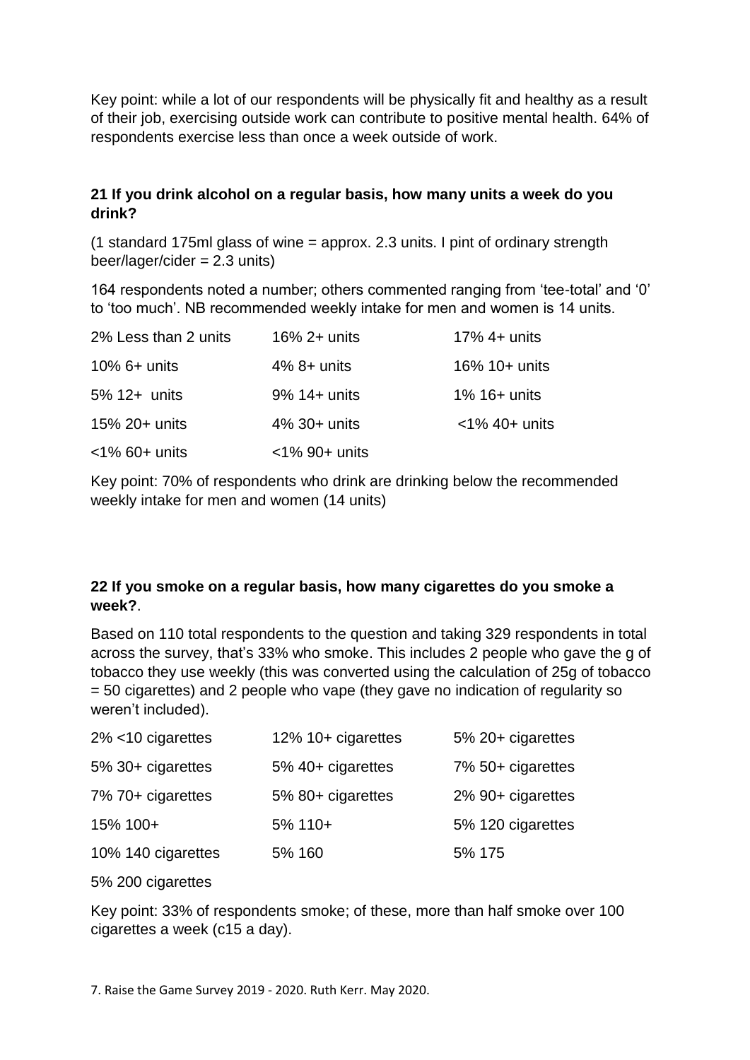Key point: while a lot of our respondents will be physically fit and healthy as a result of their job, exercising outside work can contribute to positive mental health. 64% of respondents exercise less than once a week outside of work.

**21 If you drink alcohol on a regular basis, how many units a week do you drink?**

(1 standard 175ml glass of wine = approx. 2.3 units. I pint of ordinary strength beer/lager/cider = 2.3 units)

164 respondents noted a number; others commented ranging from 'tee-total' and '0' to 'too much'. NB recommended weekly intake for men and women is 14 units.

| | | |
|---|---|---|
| 2% Less than 2 units | 16% 2+ units | 17% 4+ units |
| 10% 6+ units | 4% 8+ units | 16% 10+ units |
| 5% 12+ units | 9% 14+ units | 1% 16+ units |
| 15% 20+ units | 4% 30+ units | <1% 40+ units |
| <1% 60+ units | <1% 90+ units | |

Key point: 70% of respondents who drink are drinking below the recommended weekly intake for men and women (14 units)

**22 If you smoke on a regular basis, how many cigarettes do you smoke a week?**.

Based on 110 total respondents to the question and taking 329 respondents in total across the survey, that's 33% who smoke. This includes 2 people who gave the g of tobacco they use weekly (this was converted using the calculation of 25g of tobacco = 50 cigarettes) and 2 people who vape (they gave no indication of regularity so weren't included).

| | | |
|---|---|---|
| 2% <10 cigarettes | 12% 10+ cigarettes | 5% 20+ cigarettes |
| 5% 30+ cigarettes | 5% 40+ cigarettes | 7% 50+ cigarettes |
| 7% 70+ cigarettes | 5% 80+ cigarettes | 2% 90+ cigarettes |
| 15% 100+ | 5% 110+ | 5% 120 cigarettes |
| 10% 140 cigarettes | 5% 160 | 5% 175 |
| 5% 200 cigarettes | | |

Key point: 33% of respondents smoke; of these, more than half smoke over 100 cigarettes a week (c15 a day).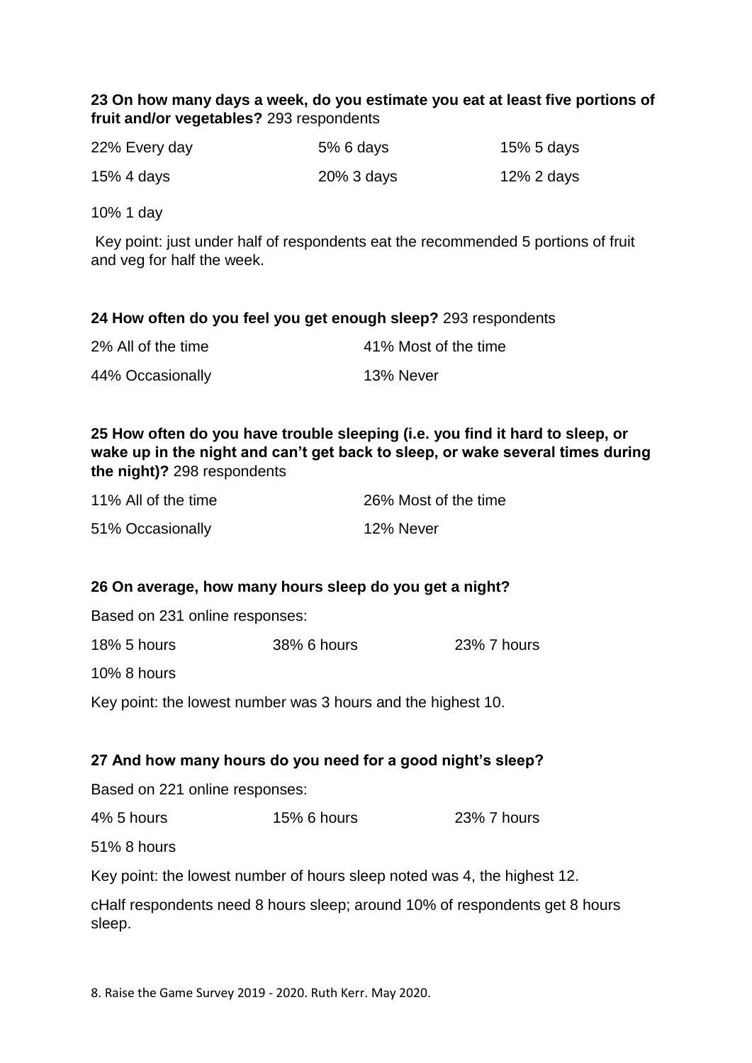**23 On how many days a week, do you estimate you eat at least five portions of fruit and/or vegetables?** 293 respondents

| | | |
|---|---|---|
| 22% Every day | 5% 6 days | 15% 5 days |
| 15% 4 days | 20% 3 days | 12% 2 days |
| 10% 1 day | | |

Key point: just under half of respondents eat the recommended 5 portions of fruit and veg for half the week.

**24 How often do you feel you get enough sleep?** 293 respondents

| | |
|---|---|
| 2% All of the time | 41% Most of the time |
| 44% Occasionally | 13% Never |

**25 How often do you have trouble sleeping (i.e. you find it hard to sleep, or wake up in the night and can't get back to sleep, or wake several times during the night)?** 298 respondents

| | |
|---|---|
| 11% All of the time | 26% Most of the time |
| 51% Occasionally | 12% Never |

**26 On average, how many hours sleep do you get a night?**

Based on 231 online responses:

| | | |
|---|---|---|
| 18% 5 hours | 38% 6 hours | 23% 7 hours |
| 10% 8 hours | | |

Key point: the lowest number was 3 hours and the highest 10.

**27 And how many hours do you need for a good night's sleep?**

Based on 221 online responses:

| | | |
|---|---|---|
| 4% 5 hours | 15% 6 hours | 23% 7 hours |
| 51% 8 hours | | |

Key point: the lowest number of hours sleep noted was 4, the highest 12.

cHalf respondents need 8 hours sleep; around 10% of respondents get 8 hours sleep.

8. Raise the Game Survey 2019 - 2020. Ruth Kerr. May 2020.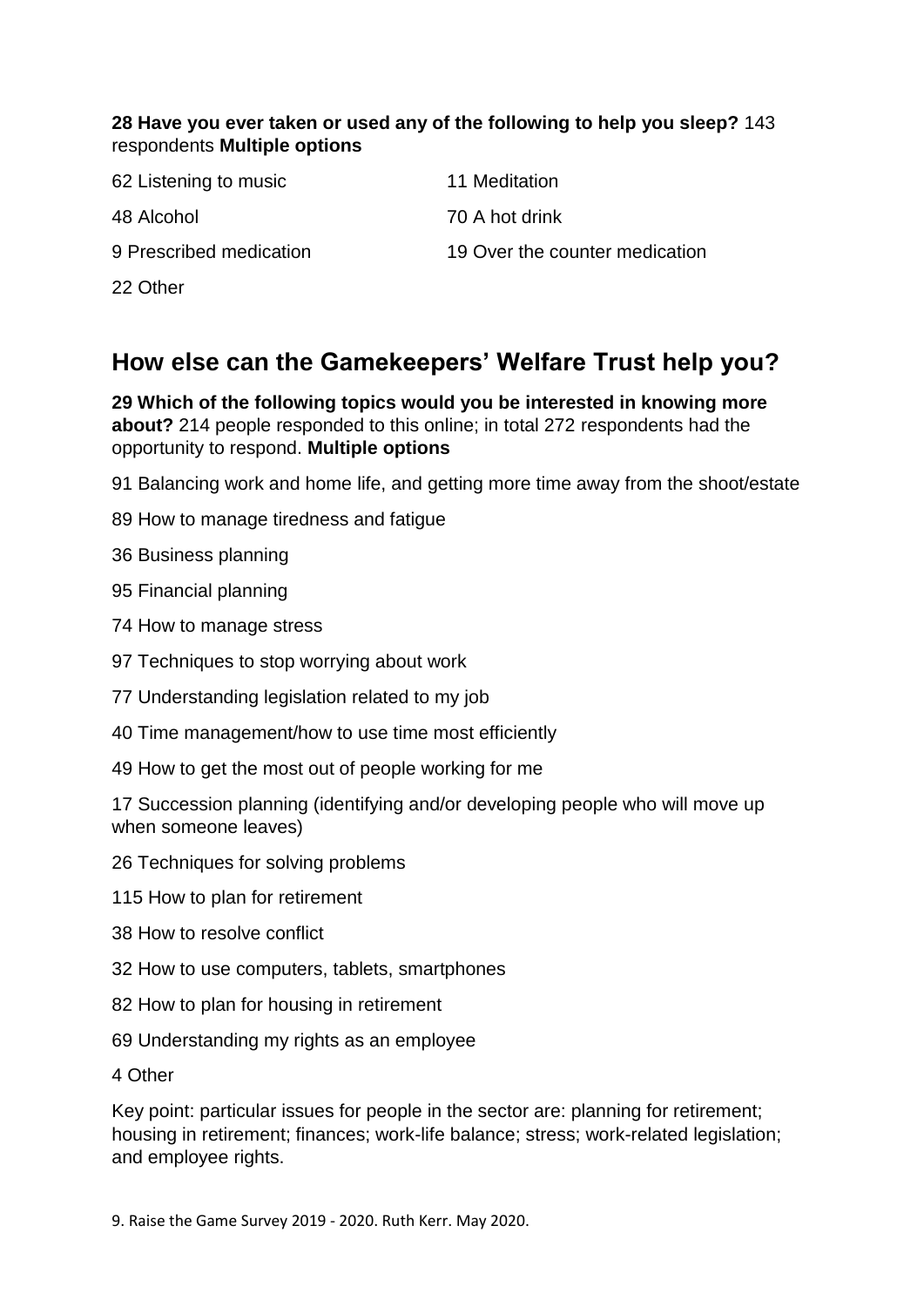**28 Have you ever taken or used any of the following to help you sleep?** 143 respondents **Multiple options**

62 Listening to music

11 Meditation

48 Alcohol

70 A hot drink

9 Prescribed medication

19 Over the counter medication

22 Other

## How else can the Gamekeepers' Welfare Trust help you?

**29 Which of the following topics would you be interested in knowing more about?** 214 people responded to this online; in total 272 respondents had the opportunity to respond. **Multiple options**

91 Balancing work and home life, and getting more time away from the shoot/estate

89 How to manage tiredness and fatigue

36 Business planning

95 Financial planning

74 How to manage stress

97 Techniques to stop worrying about work

77 Understanding legislation related to my job

40 Time management/how to use time most efficiently

49 How to get the most out of people working for me

17 Succession planning (identifying and/or developing people who will move up when someone leaves)

26 Techniques for solving problems

115 How to plan for retirement

38 How to resolve conflict

32 How to use computers, tablets, smartphones

82 How to plan for housing in retirement

69 Understanding my rights as an employee

4 Other

Key point: particular issues for people in the sector are: planning for retirement; housing in retirement; finances; work-life balance; stress; work-related legislation; and employee rights.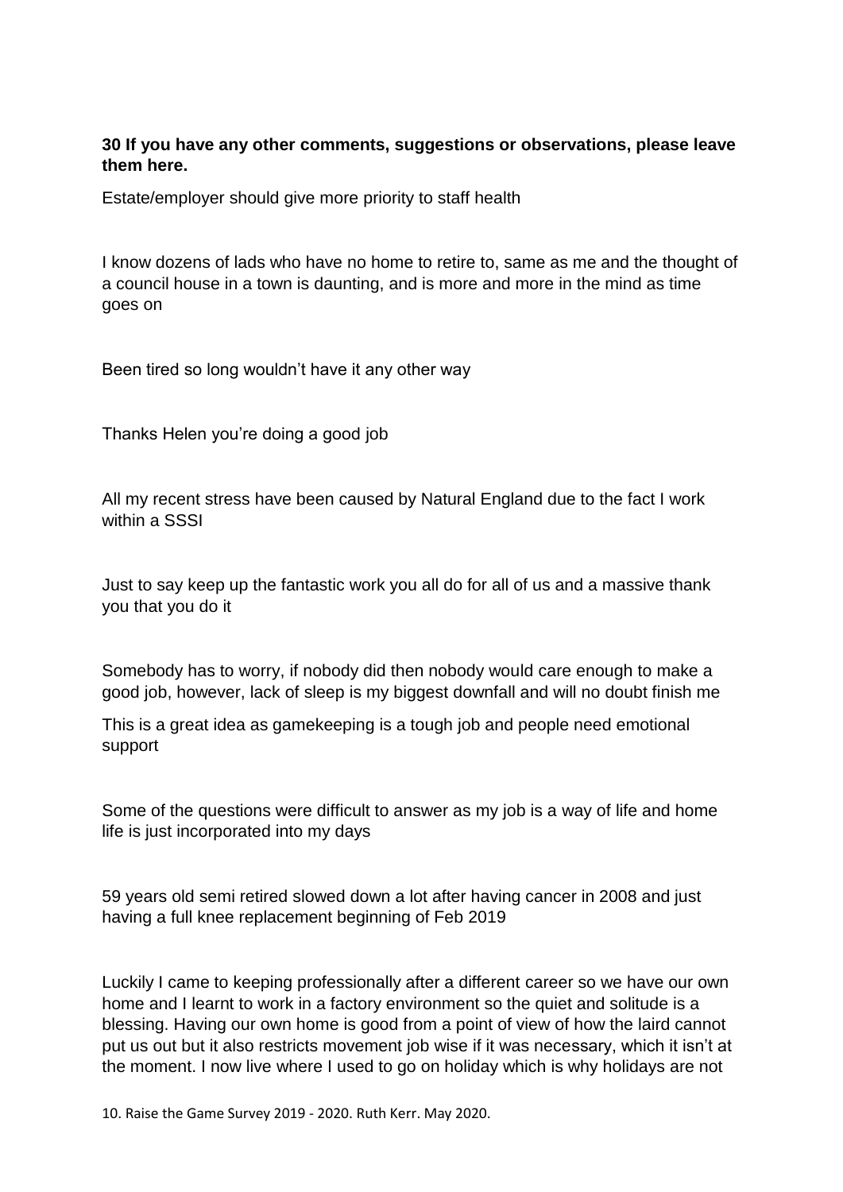**30 If you have any other comments, suggestions or observations, please leave them here.**

Estate/employer should give more priority to staff health

I know dozens of lads who have no home to retire to, same as me and the thought of a council house in a town is daunting, and is more and more in the mind as time goes on

Been tired so long wouldn't have it any other way

Thanks Helen you're doing a good job

All my recent stress have been caused by Natural England due to the fact I work within a SSSI

Just to say keep up the fantastic work you all do for all of us and a massive thank you that you do it

Somebody has to worry, if nobody did then nobody would care enough to make a good job, however, lack of sleep is my biggest downfall and will no doubt finish me

This is a great idea as gamekeeping is a tough job and people need emotional support

Some of the questions were difficult to answer as my job is a way of life and home life is just incorporated into my days

59 years old semi retired slowed down a lot after having cancer in 2008 and just having a full knee replacement beginning of Feb 2019

Luckily I came to keeping professionally after a different career so we have our own home and I learnt to work in a factory environment so the quiet and solitude is a blessing. Having our own home is good from a point of view of how the laird cannot put us out but it also restricts movement job wise if it was necessary, which it isn't at the moment. I now live where I used to go on holiday which is why holidays are not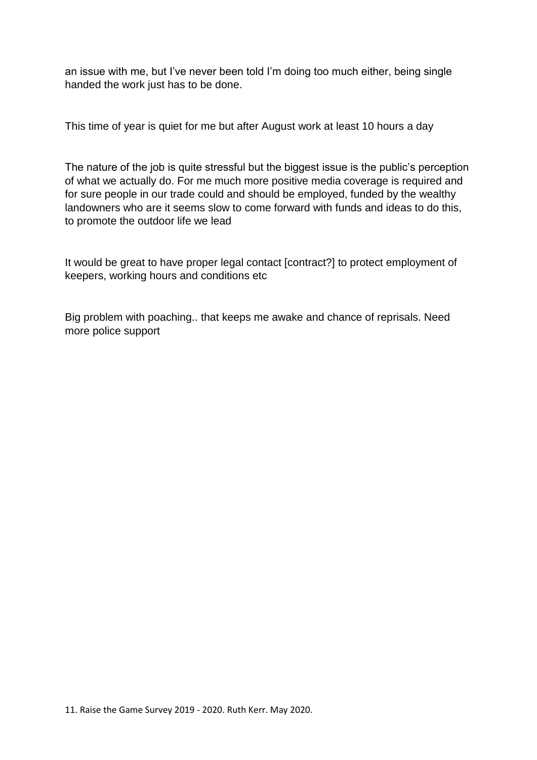an issue with me, but I've never been told I'm doing too much either, being single handed the work just has to be done.

This time of year is quiet for me but after August work at least 10 hours a day

The nature of the job is quite stressful but the biggest issue is the public's perception of what we actually do. For me much more positive media coverage is required and for sure people in our trade could and should be employed, funded by the wealthy landowners who are it seems slow to come forward with funds and ideas to do this, to promote the outdoor life we lead

It would be great to have proper legal contact [contract?] to protect employment of keepers, working hours and conditions etc

Big problem with poaching.. that keeps me awake and chance of reprisals. Need more police support